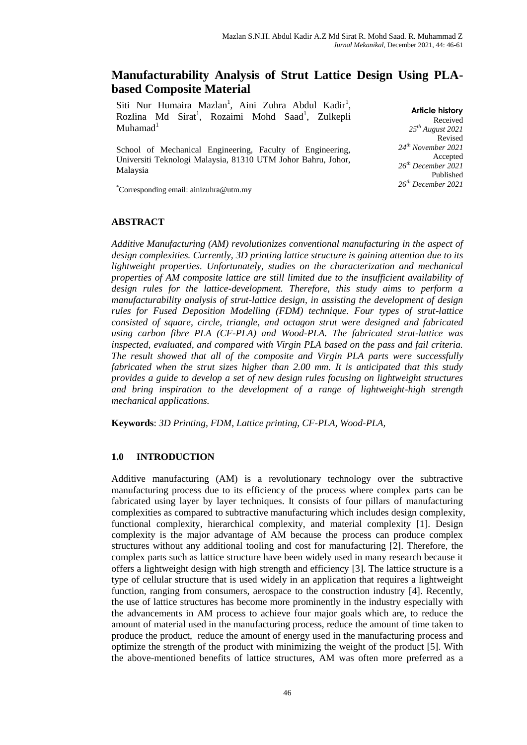# Manufacturability Analysis of Strut Lattice Design Using PLA-based Composite Material

Siti Nur Humaira Mazlan[1], Aini Zuhra Abdul Kadir[1], Rozlina Md Sirat[1], Rozaimi Mohd Saad[1], Zulkepli Muhamad[1]

School of Mechanical Engineering, Faculty of Engineering, Universiti Teknologi Malaysia, 81310 UTM Johor Bahru, Johor, Malaysia

[*]Corresponding email: ainizuhra@utm.my

**Article history**
Received
*25th August 2021*
Revised
*24th November 2021*
Accepted
*26th December 2021*
Published
*26th December 2021*

## ABSTRACT

*Additive Manufacturing (AM) revolutionizes conventional manufacturing in the aspect of design complexities. Currently, 3D printing lattice structure is gaining attention due to its lightweight properties. Unfortunately, studies on the characterization and mechanical properties of AM composite lattice are still limited due to the insufficient availability of design rules for the lattice-development. Therefore, this study aims to perform a manufacturability analysis of strut-lattice design, in assisting the development of design rules for Fused Deposition Modelling (FDM) technique. Four types of strut-lattice consisted of square, circle, triangle, and octagon strut were designed and fabricated using carbon fibre PLA (CF-PLA) and Wood-PLA. The fabricated strut-lattice was inspected, evaluated, and compared with Virgin PLA based on the pass and fail criteria. The result showed that all of the composite and Virgin PLA parts were successfully fabricated when the strut sizes higher than 2.00 mm. It is anticipated that this study provides a guide to develop a set of new design rules focusing on lightweight structures and bring inspiration to the development of a range of lightweight-high strength mechanical applications.*

**Keywords**: *3D Printing, FDM, Lattice printing, CF-PLA, Wood-PLA,*

## 1.0 INTRODUCTION

Additive manufacturing (AM) is a revolutionary technology over the subtractive manufacturing process due to its efficiency of the process where complex parts can be fabricated using layer by layer techniques. It consists of four pillars of manufacturing complexities as compared to subtractive manufacturing which includes design complexity, functional complexity, hierarchical complexity, and material complexity [1]. Design complexity is the major advantage of AM because the process can produce complex structures without any additional tooling and cost for manufacturing [2]. Therefore, the complex parts such as lattice structure have been widely used in many research because it offers a lightweight design with high strength and efficiency [3]. The lattice structure is a type of cellular structure that is used widely in an application that requires a lightweight function, ranging from consumers, aerospace to the construction industry [4]. Recently, the use of lattice structures has become more prominently in the industry especially with the advancements in AM process to achieve four major goals which are, to reduce the amount of material used in the manufacturing process, reduce the amount of time taken to produce the product, reduce the amount of energy used in the manufacturing process and optimize the strength of the product with minimizing the weight of the product [5]. With the above-mentioned benefits of lattice structures, AM was often more preferred as a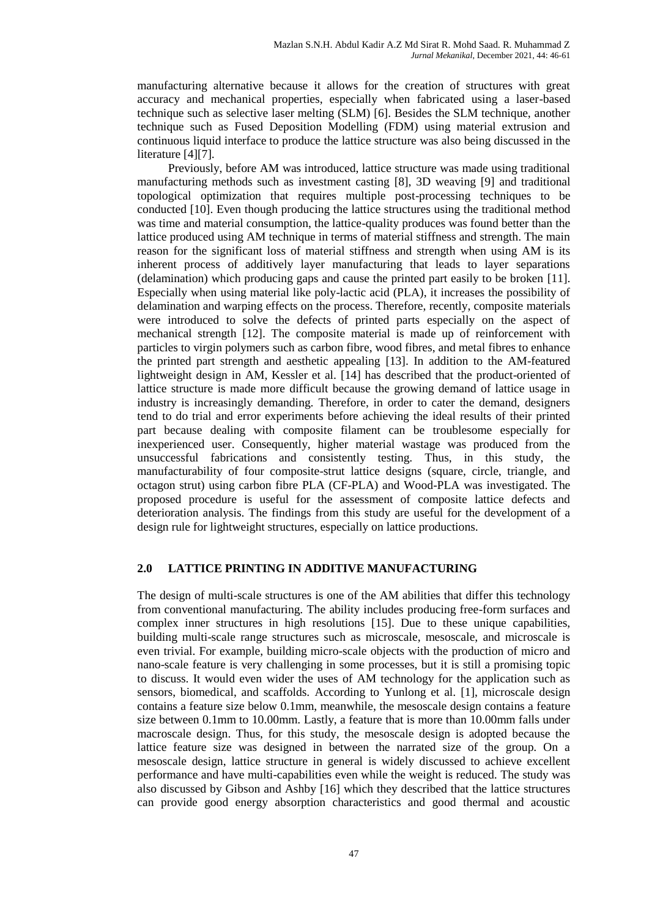manufacturing alternative because it allows for the creation of structures with great accuracy and mechanical properties, especially when fabricated using a laser-based technique such as selective laser melting (SLM) [6]. Besides the SLM technique, another technique such as Fused Deposition Modelling (FDM) using material extrusion and continuous liquid interface to produce the lattice structure was also being discussed in the literature [4][7].

Previously, before AM was introduced, lattice structure was made using traditional manufacturing methods such as investment casting [8], 3D weaving [9] and traditional topological optimization that requires multiple post-processing techniques to be conducted [10]. Even though producing the lattice structures using the traditional method was time and material consumption, the lattice-quality produces was found better than the lattice produced using AM technique in terms of material stiffness and strength. The main reason for the significant loss of material stiffness and strength when using AM is its inherent process of additively layer manufacturing that leads to layer separations (delamination) which producing gaps and cause the printed part easily to be broken [11]. Especially when using material like poly-lactic acid (PLA), it increases the possibility of delamination and warping effects on the process. Therefore, recently, composite materials were introduced to solve the defects of printed parts especially on the aspect of mechanical strength [12]. The composite material is made up of reinforcement with particles to virgin polymers such as carbon fibre, wood fibres, and metal fibres to enhance the printed part strength and aesthetic appealing [13]. In addition to the AM-featured lightweight design in AM, Kessler et al. [14] has described that the product-oriented of lattice structure is made more difficult because the growing demand of lattice usage in industry is increasingly demanding. Therefore, in order to cater the demand, designers tend to do trial and error experiments before achieving the ideal results of their printed part because dealing with composite filament can be troublesome especially for inexperienced user. Consequently, higher material wastage was produced from the unsuccessful fabrications and consistently testing. Thus, in this study, the manufacturability of four composite-strut lattice designs (square, circle, triangle, and octagon strut) using carbon fibre PLA (CF-PLA) and Wood-PLA was investigated. The proposed procedure is useful for the assessment of composite lattice defects and deterioration analysis. The findings from this study are useful for the development of a design rule for lightweight structures, especially on lattice productions.

## 2.0 LATTICE PRINTING IN ADDITIVE MANUFACTURING

The design of multi-scale structures is one of the AM abilities that differ this technology from conventional manufacturing. The ability includes producing free-form surfaces and complex inner structures in high resolutions [15]. Due to these unique capabilities, building multi-scale range structures such as microscale, mesoscale, and microscale is even trivial. For example, building micro-scale objects with the production of micro and nano-scale feature is very challenging in some processes, but it is still a promising topic to discuss. It would even wider the uses of AM technology for the application such as sensors, biomedical, and scaffolds. According to Yunlong et al. [1], microscale design contains a feature size below 0.1mm, meanwhile, the mesoscale design contains a feature size between 0.1mm to 10.00mm. Lastly, a feature that is more than 10.00mm falls under macroscale design. Thus, for this study, the mesoscale design is adopted because the lattice feature size was designed in between the narrated size of the group. On a mesoscale design, lattice structure in general is widely discussed to achieve excellent performance and have multi-capabilities even while the weight is reduced. The study was also discussed by Gibson and Ashby [16] which they described that the lattice structures can provide good energy absorption characteristics and good thermal and acoustic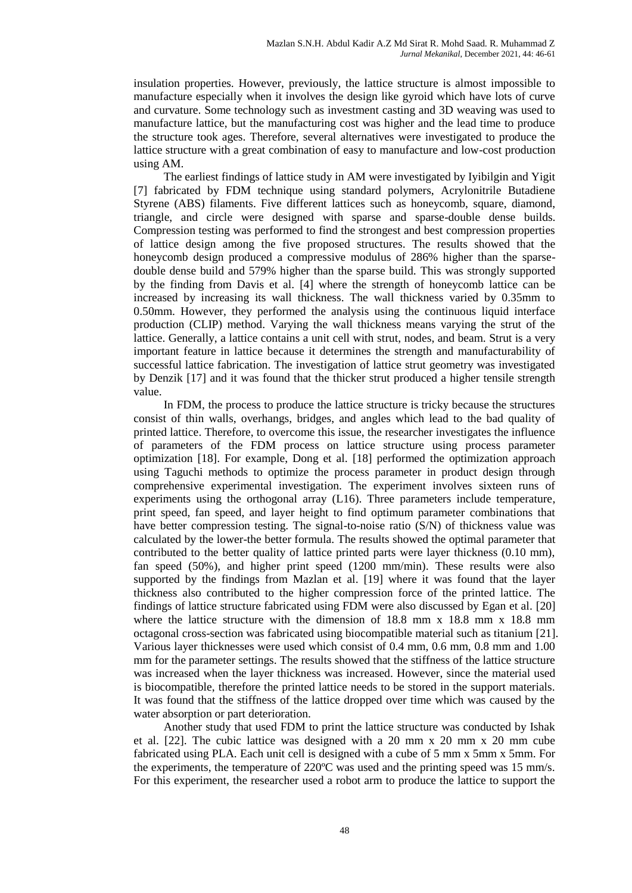insulation properties. However, previously, the lattice structure is almost impossible to manufacture especially when it involves the design like gyroid which have lots of curve and curvature. Some technology such as investment casting and 3D weaving was used to manufacture lattice, but the manufacturing cost was higher and the lead time to produce the structure took ages. Therefore, several alternatives were investigated to produce the lattice structure with a great combination of easy to manufacture and low-cost production using AM.

The earliest findings of lattice study in AM were investigated by Iyibilgin and Yigit [7] fabricated by FDM technique using standard polymers, Acrylonitrile Butadiene Styrene (ABS) filaments. Five different lattices such as honeycomb, square, diamond, triangle, and circle were designed with sparse and sparse-double dense builds. Compression testing was performed to find the strongest and best compression properties of lattice design among the five proposed structures. The results showed that the honeycomb design produced a compressive modulus of 286% higher than the sparse-double dense build and 579% higher than the sparse build. This was strongly supported by the finding from Davis et al. [4] where the strength of honeycomb lattice can be increased by increasing its wall thickness. The wall thickness varied by 0.35mm to 0.50mm. However, they performed the analysis using the continuous liquid interface production (CLIP) method. Varying the wall thickness means varying the strut of the lattice. Generally, a lattice contains a unit cell with strut, nodes, and beam. Strut is a very important feature in lattice because it determines the strength and manufacturability of successful lattice fabrication. The investigation of lattice strut geometry was investigated by Denzik [17] and it was found that the thicker strut produced a higher tensile strength value.

In FDM, the process to produce the lattice structure is tricky because the structures consist of thin walls, overhangs, bridges, and angles which lead to the bad quality of printed lattice. Therefore, to overcome this issue, the researcher investigates the influence of parameters of the FDM process on lattice structure using process parameter optimization [18]. For example, Dong et al. [18] performed the optimization approach using Taguchi methods to optimize the process parameter in product design through comprehensive experimental investigation. The experiment involves sixteen runs of experiments using the orthogonal array (L16). Three parameters include temperature, print speed, fan speed, and layer height to find optimum parameter combinations that have better compression testing. The signal-to-noise ratio (S/N) of thickness value was calculated by the lower-the better formula. The results showed the optimal parameter that contributed to the better quality of lattice printed parts were layer thickness (0.10 mm), fan speed (50%), and higher print speed (1200 mm/min). These results were also supported by the findings from Mazlan et al. [19] where it was found that the layer thickness also contributed to the higher compression force of the printed lattice. The findings of lattice structure fabricated using FDM were also discussed by Egan et al. [20] where the lattice structure with the dimension of 18.8 mm x 18.8 mm x 18.8 mm octagonal cross-section was fabricated using biocompatible material such as titanium [21]. Various layer thicknesses were used which consist of 0.4 mm, 0.6 mm, 0.8 mm and 1.00 mm for the parameter settings. The results showed that the stiffness of the lattice structure was increased when the layer thickness was increased. However, since the material used is biocompatible, therefore the printed lattice needs to be stored in the support materials. It was found that the stiffness of the lattice dropped over time which was caused by the water absorption or part deterioration.

Another study that used FDM to print the lattice structure was conducted by Ishak et al. [22]. The cubic lattice was designed with a 20 mm x 20 mm x 20 mm cube fabricated using PLA. Each unit cell is designed with a cube of 5 mm x 5mm x 5mm. For the experiments, the temperature of 220ºC was used and the printing speed was 15 mm/s. For this experiment, the researcher used a robot arm to produce the lattice to support the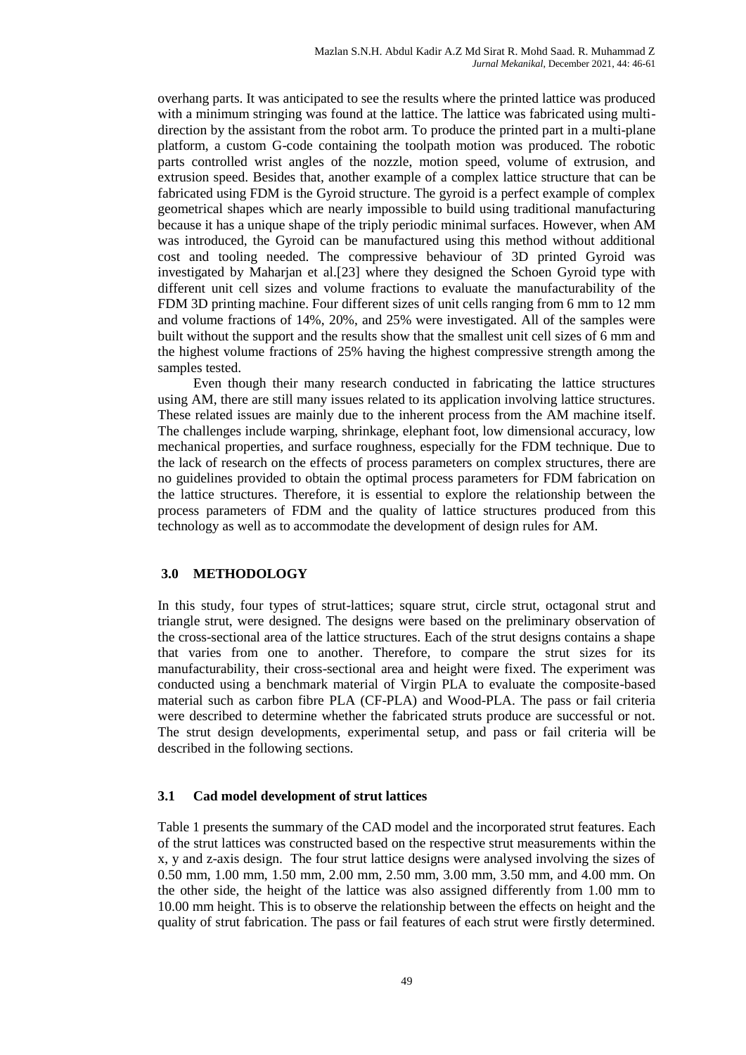overhang parts. It was anticipated to see the results where the printed lattice was produced with a minimum stringing was found at the lattice. The lattice was fabricated using multi-direction by the assistant from the robot arm. To produce the printed part in a multi-plane platform, a custom G-code containing the toolpath motion was produced. The robotic parts controlled wrist angles of the nozzle, motion speed, volume of extrusion, and extrusion speed. Besides that, another example of a complex lattice structure that can be fabricated using FDM is the Gyroid structure. The gyroid is a perfect example of complex geometrical shapes which are nearly impossible to build using traditional manufacturing because it has a unique shape of the triply periodic minimal surfaces. However, when AM was introduced, the Gyroid can be manufactured using this method without additional cost and tooling needed. The compressive behaviour of 3D printed Gyroid was investigated by Maharjan et al.[23] where they designed the Schoen Gyroid type with different unit cell sizes and volume fractions to evaluate the manufacturability of the FDM 3D printing machine. Four different sizes of unit cells ranging from 6 mm to 12 mm and volume fractions of 14%, 20%, and 25% were investigated. All of the samples were built without the support and the results show that the smallest unit cell sizes of 6 mm and the highest volume fractions of 25% having the highest compressive strength among the samples tested.

Even though their many research conducted in fabricating the lattice structures using AM, there are still many issues related to its application involving lattice structures. These related issues are mainly due to the inherent process from the AM machine itself. The challenges include warping, shrinkage, elephant foot, low dimensional accuracy, low mechanical properties, and surface roughness, especially for the FDM technique. Due to the lack of research on the effects of process parameters on complex structures, there are no guidelines provided to obtain the optimal process parameters for FDM fabrication on the lattice structures. Therefore, it is essential to explore the relationship between the process parameters of FDM and the quality of lattice structures produced from this technology as well as to accommodate the development of design rules for AM.

## 3.0 METHODOLOGY

In this study, four types of strut-lattices; square strut, circle strut, octagonal strut and triangle strut, were designed. The designs were based on the preliminary observation of the cross-sectional area of the lattice structures. Each of the strut designs contains a shape that varies from one to another. Therefore, to compare the strut sizes for its manufacturability, their cross-sectional area and height were fixed. The experiment was conducted using a benchmark material of Virgin PLA to evaluate the composite-based material such as carbon fibre PLA (CF-PLA) and Wood-PLA. The pass or fail criteria were described to determine whether the fabricated struts produce are successful or not. The strut design developments, experimental setup, and pass or fail criteria will be described in the following sections.

### 3.1 Cad model development of strut lattices

Table 1 presents the summary of the CAD model and the incorporated strut features. Each of the strut lattices was constructed based on the respective strut measurements within the x, y and z-axis design. The four strut lattice designs were analysed involving the sizes of 0.50 mm, 1.00 mm, 1.50 mm, 2.00 mm, 2.50 mm, 3.00 mm, 3.50 mm, and 4.00 mm. On the other side, the height of the lattice was also assigned differently from 1.00 mm to 10.00 mm height. This is to observe the relationship between the effects on height and the quality of strut fabrication. The pass or fail features of each strut were firstly determined.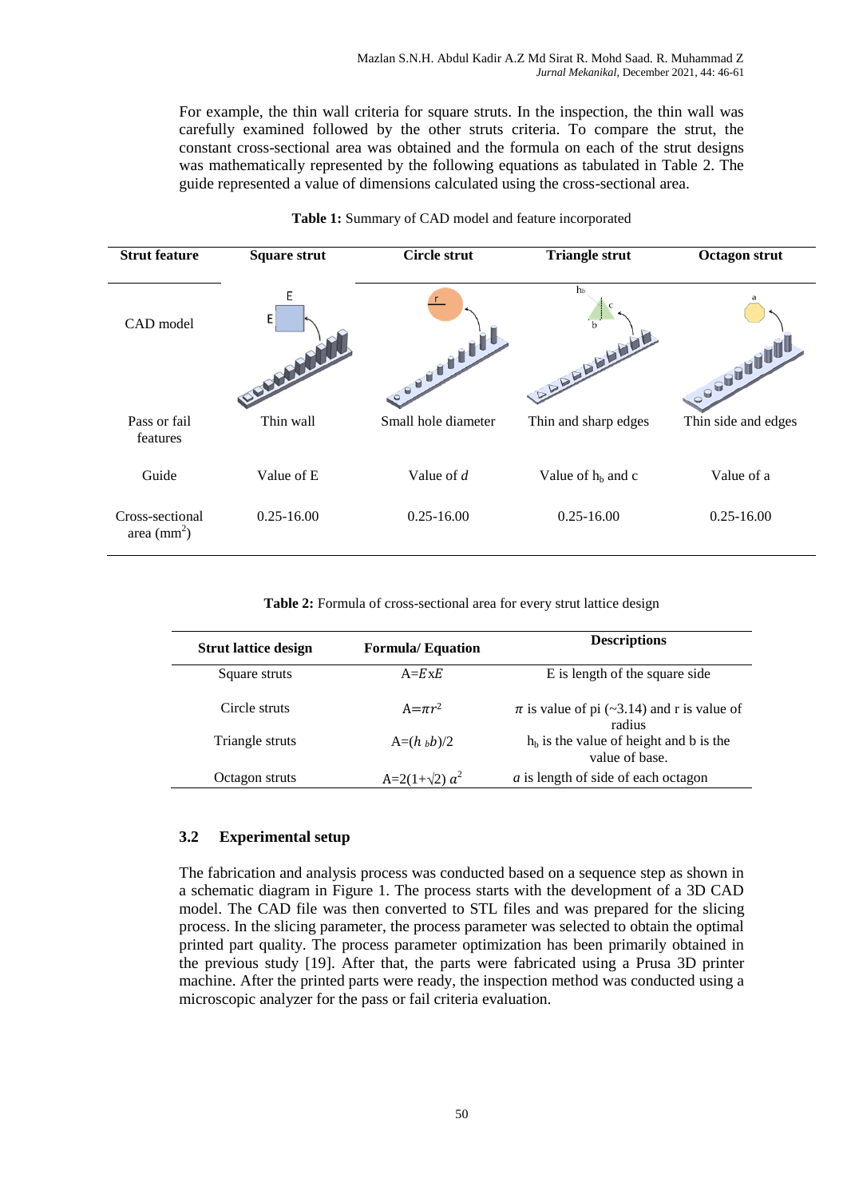For example, the thin wall criteria for square struts. In the inspection, the thin wall was carefully examined followed by the other struts criteria. To compare the strut, the constant cross-sectional area was obtained and the formula on each of the strut designs was mathematically represented by the following equations as tabulated in Table 2. The guide represented a value of dimensions calculated using the cross-sectional area.

**Table 1:** Summary of CAD model and feature incorporated

| Strut feature | Square strut | Circle strut | Triangle strut | Octagon strut |
|---|---|---|---|---|
| CAD model | | | | |
| Pass or fail features | Thin wall | Small hole diameter | Thin and sharp edges | Thin side and edges |
| Guide | Value of E | Value of *d* | Value of $h_b$ and c | Value of a |
| Cross-sectional area ($mm^2$) | 0.25-16.00 | 0.25-16.00 | 0.25-16.00 | 0.25-16.00 |

**Table 2:** Formula of cross-sectional area for every strut lattice design

| Strut lattice design | Formula/ Equation | Descriptions |
|---|---|---|
| Square struts | $A=E\text{x}E$ | E is length of the square side |
| Circle struts | $A=\pi r^2$ | $\pi$ is value of pi (~3.14) and r is value of radius |
| Triangle struts | $A=(h_b b)/2$ | $h_b$ is the value of height and b is the value of base. |
| Octagon struts | $A=2(1+\sqrt{2})\,a^2$ | *a* is length of side of each octagon |

### 3.2 Experimental setup

The fabrication and analysis process was conducted based on a sequence step as shown in a schematic diagram in Figure 1. The process starts with the development of a 3D CAD model. The CAD file was then converted to STL files and was prepared for the slicing process. In the slicing parameter, the process parameter was selected to obtain the optimal printed part quality. The process parameter optimization has been primarily obtained in the previous study [19]. After that, the parts were fabricated using a Prusa 3D printer machine. After the printed parts were ready, the inspection method was conducted using a microscopic analyzer for the pass or fail criteria evaluation.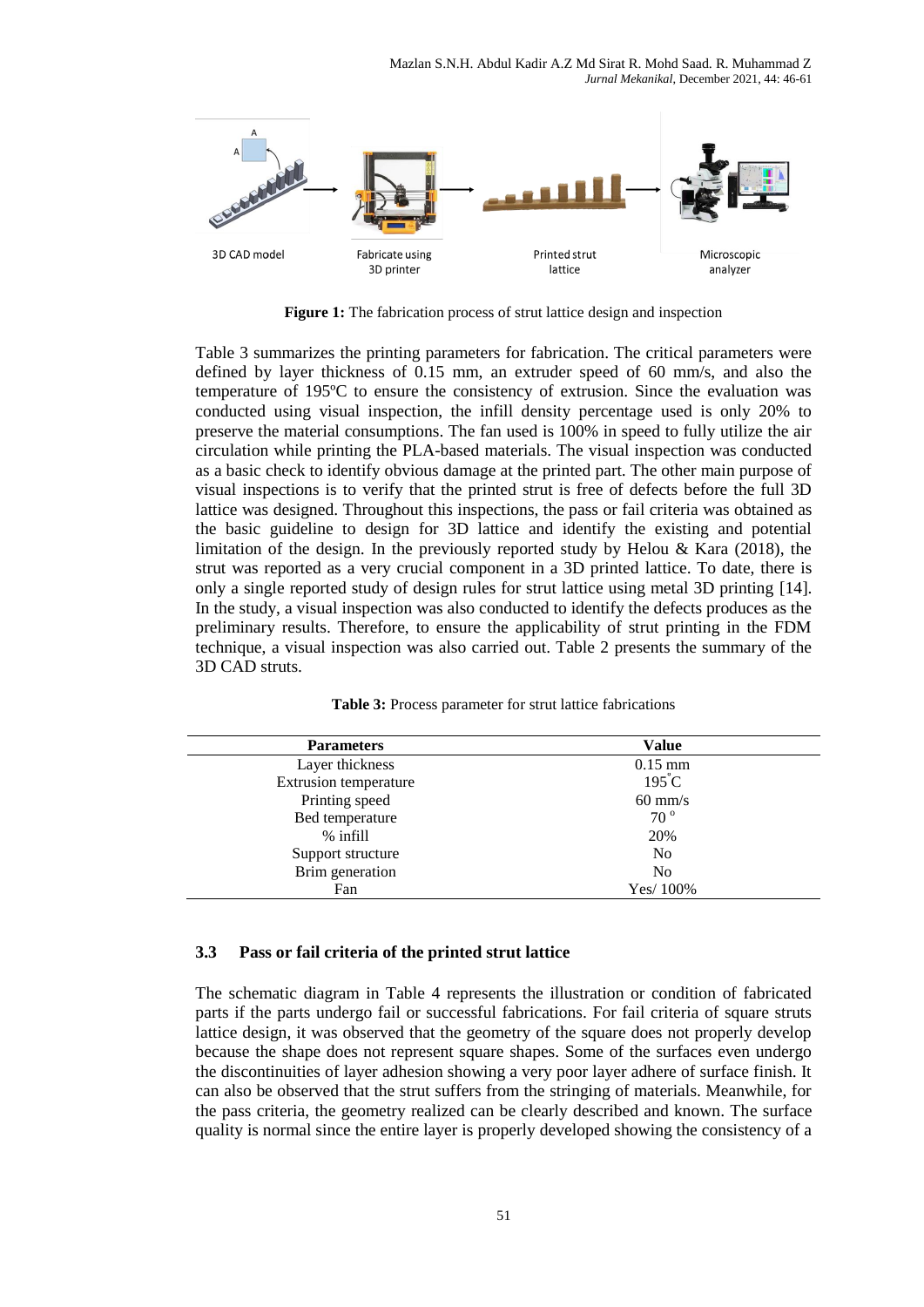Figure 1: The fabrication process of strut lattice design and inspection

Table 3 summarizes the printing parameters for fabrication. The critical parameters were defined by layer thickness of 0.15 mm, an extruder speed of 60 mm/s, and also the temperature of 195ºC to ensure the consistency of extrusion. Since the evaluation was conducted using visual inspection, the infill density percentage used is only 20% to preserve the material consumptions. The fan used is 100% in speed to fully utilize the air circulation while printing the PLA-based materials. The visual inspection was conducted as a basic check to identify obvious damage at the printed part. The other main purpose of visual inspections is to verify that the printed strut is free of defects before the full 3D lattice was designed. Throughout this inspections, the pass or fail criteria was obtained as the basic guideline to design for 3D lattice and identify the existing and potential limitation of the design. In the previously reported study by Helou & Kara (2018), the strut was reported as a very crucial component in a 3D printed lattice. To date, there is only a single reported study of design rules for strut lattice using metal 3D printing [14]. In the study, a visual inspection was also conducted to identify the defects produces as the preliminary results. Therefore, to ensure the applicability of strut printing in the FDM technique, a visual inspection was also carried out. Table 2 presents the summary of the 3D CAD struts.

**Table 3:** Process parameter for strut lattice fabrications

| Parameters | Value |
|---|---|
| Layer thickness | 0.15 mm |
| Extrusion temperature | 195˚C |
| Printing speed | 60 mm/s |
| Bed temperature | 70 º |
| % infill | 20% |
| Support structure | No |
| Brim generation | No |
| Fan | Yes/ 100% |

### 3.3 Pass or fail criteria of the printed strut lattice

The schematic diagram in Table 4 represents the illustration or condition of fabricated parts if the parts undergo fail or successful fabrications. For fail criteria of square struts lattice design, it was observed that the geometry of the square does not properly develop because the shape does not represent square shapes. Some of the surfaces even undergo the discontinuities of layer adhesion showing a very poor layer adhere of surface finish. It can also be observed that the strut suffers from the stringing of materials. Meanwhile, for the pass criteria, the geometry realized can be clearly described and known. The surface quality is normal since the entire layer is properly developed showing the consistency of a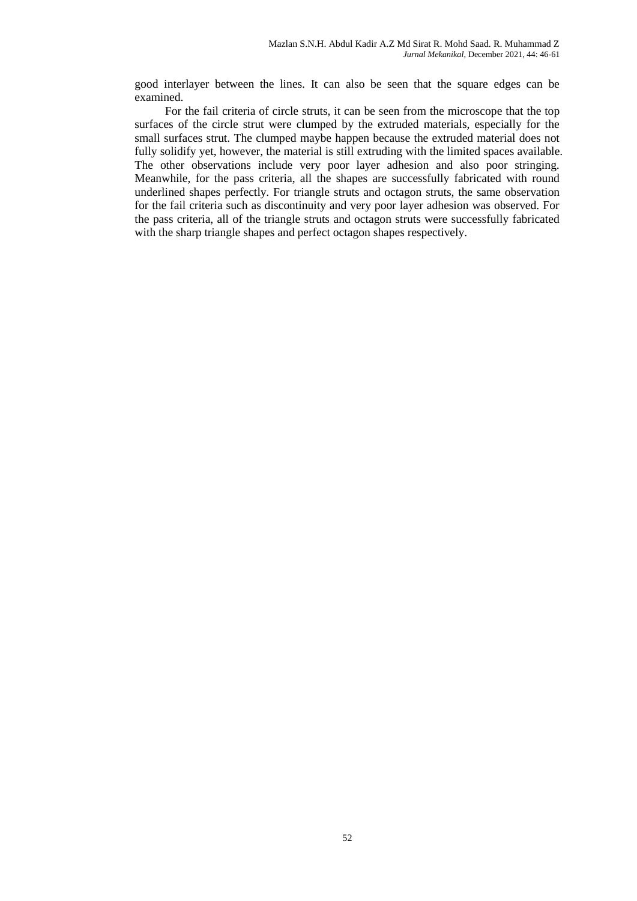good interlayer between the lines. It can also be seen that the square edges can be examined.

For the fail criteria of circle struts, it can be seen from the microscope that the top surfaces of the circle strut were clumped by the extruded materials, especially for the small surfaces strut. The clumped maybe happen because the extruded material does not fully solidify yet, however, the material is still extruding with the limited spaces available. The other observations include very poor layer adhesion and also poor stringing. Meanwhile, for the pass criteria, all the shapes are successfully fabricated with round underlined shapes perfectly. For triangle struts and octagon struts, the same observation for the fail criteria such as discontinuity and very poor layer adhesion was observed. For the pass criteria, all of the triangle struts and octagon struts were successfully fabricated with the sharp triangle shapes and perfect octagon shapes respectively.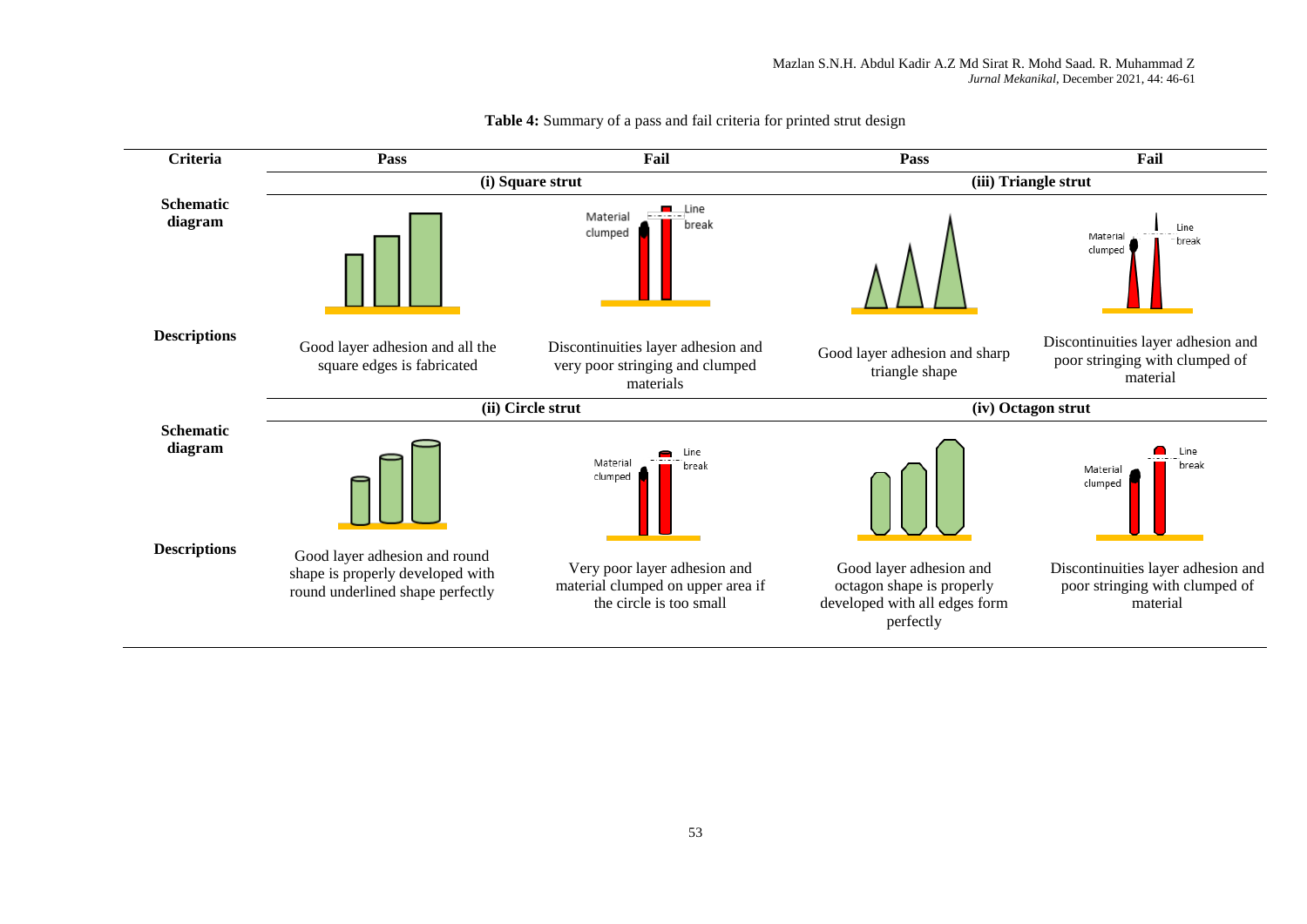**Table 4:** Summary of a pass and fail criteria for printed strut design

| Criteria | Pass | Fail | Pass | Fail |
|---|---|---|---|---|
| | (i) Square strut | | (iii) Triangle strut | |
| Schematic diagram | | Material clumped; Line break | | Material clumped; Line break |
| Descriptions | Good layer adhesion and all the square edges is fabricated | Discontinuities layer adhesion and very poor stringing and clumped materials | Good layer adhesion and sharp triangle shape | Discontinuities layer adhesion and poor stringing with clumped of material |
| | (ii) Circle strut | | (iv) Octagon strut | |
| Schematic diagram | | Material clumped; Line break | | Material clumped; Line break |
| Descriptions | Good layer adhesion and round shape is properly developed with round underlined shape perfectly | Very poor layer adhesion and material clumped on upper area if the circle is too small | Good layer adhesion and octagon shape is properly developed with all edges form perfectly | Discontinuities layer adhesion and poor stringing with clumped of material |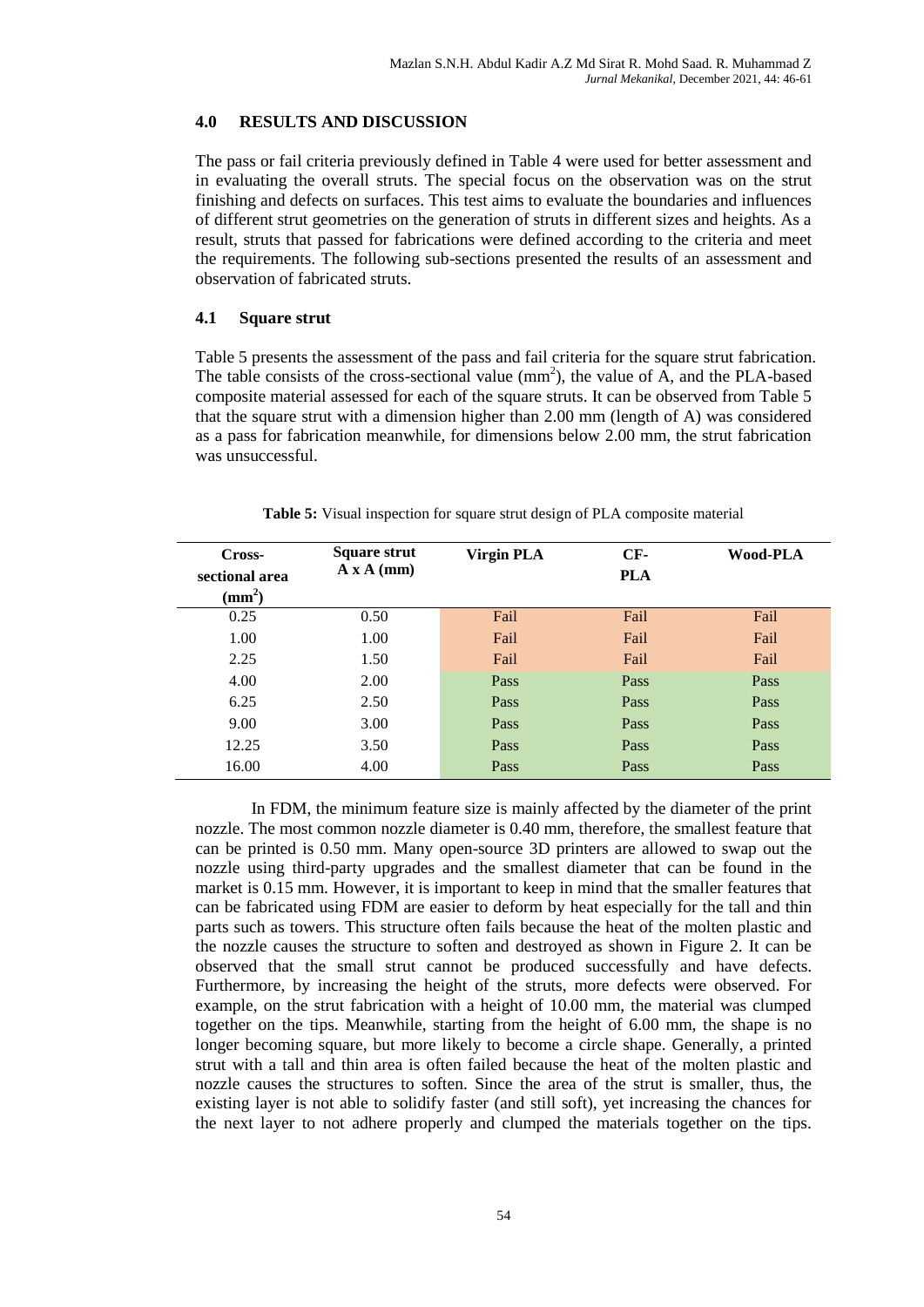## 4.0 RESULTS AND DISCUSSION

The pass or fail criteria previously defined in Table 4 were used for better assessment and in evaluating the overall struts. The special focus on the observation was on the strut finishing and defects on surfaces. This test aims to evaluate the boundaries and influences of different strut geometries on the generation of struts in different sizes and heights. As a result, struts that passed for fabrications were defined according to the criteria and meet the requirements. The following sub-sections presented the results of an assessment and observation of fabricated struts.

### 4.1 Square strut

Table 5 presents the assessment of the pass and fail criteria for the square strut fabrication. The table consists of the cross-sectional value ($mm^2$), the value of A, and the PLA-based composite material assessed for each of the square struts. It can be observed from Table 5 that the square strut with a dimension higher than 2.00 mm (length of A) was considered as a pass for fabrication meanwhile, for dimensions below 2.00 mm, the strut fabrication was unsuccessful.

**Table 5:** Visual inspection for square strut design of PLA composite material

| Cross-sectional area ($mm^2$) | Square strut A x A (mm) | Virgin PLA | CF-PLA | Wood-PLA |
|---|---|---|---|---|
| 0.25 | 0.50 | Fail | Fail | Fail |
| 1.00 | 1.00 | Fail | Fail | Fail |
| 2.25 | 1.50 | Fail | Fail | Fail |
| 4.00 | 2.00 | Pass | Pass | Pass |
| 6.25 | 2.50 | Pass | Pass | Pass |
| 9.00 | 3.00 | Pass | Pass | Pass |
| 12.25 | 3.50 | Pass | Pass | Pass |
| 16.00 | 4.00 | Pass | Pass | Pass |

In FDM, the minimum feature size is mainly affected by the diameter of the print nozzle. The most common nozzle diameter is 0.40 mm, therefore, the smallest feature that can be printed is 0.50 mm. Many open-source 3D printers are allowed to swap out the nozzle using third-party upgrades and the smallest diameter that can be found in the market is 0.15 mm. However, it is important to keep in mind that the smaller features that can be fabricated using FDM are easier to deform by heat especially for the tall and thin parts such as towers. This structure often fails because the heat of the molten plastic and the nozzle causes the structure to soften and destroyed as shown in Figure 2. It can be observed that the small strut cannot be produced successfully and have defects. Furthermore, by increasing the height of the struts, more defects were observed. For example, on the strut fabrication with a height of 10.00 mm, the material was clumped together on the tips. Meanwhile, starting from the height of 6.00 mm, the shape is no longer becoming square, but more likely to become a circle shape. Generally, a printed strut with a tall and thin area is often failed because the heat of the molten plastic and nozzle causes the structures to soften. Since the area of the strut is smaller, thus, the existing layer is not able to solidify faster (and still soft), yet increasing the chances for the next layer to not adhere properly and clumped the materials together on the tips.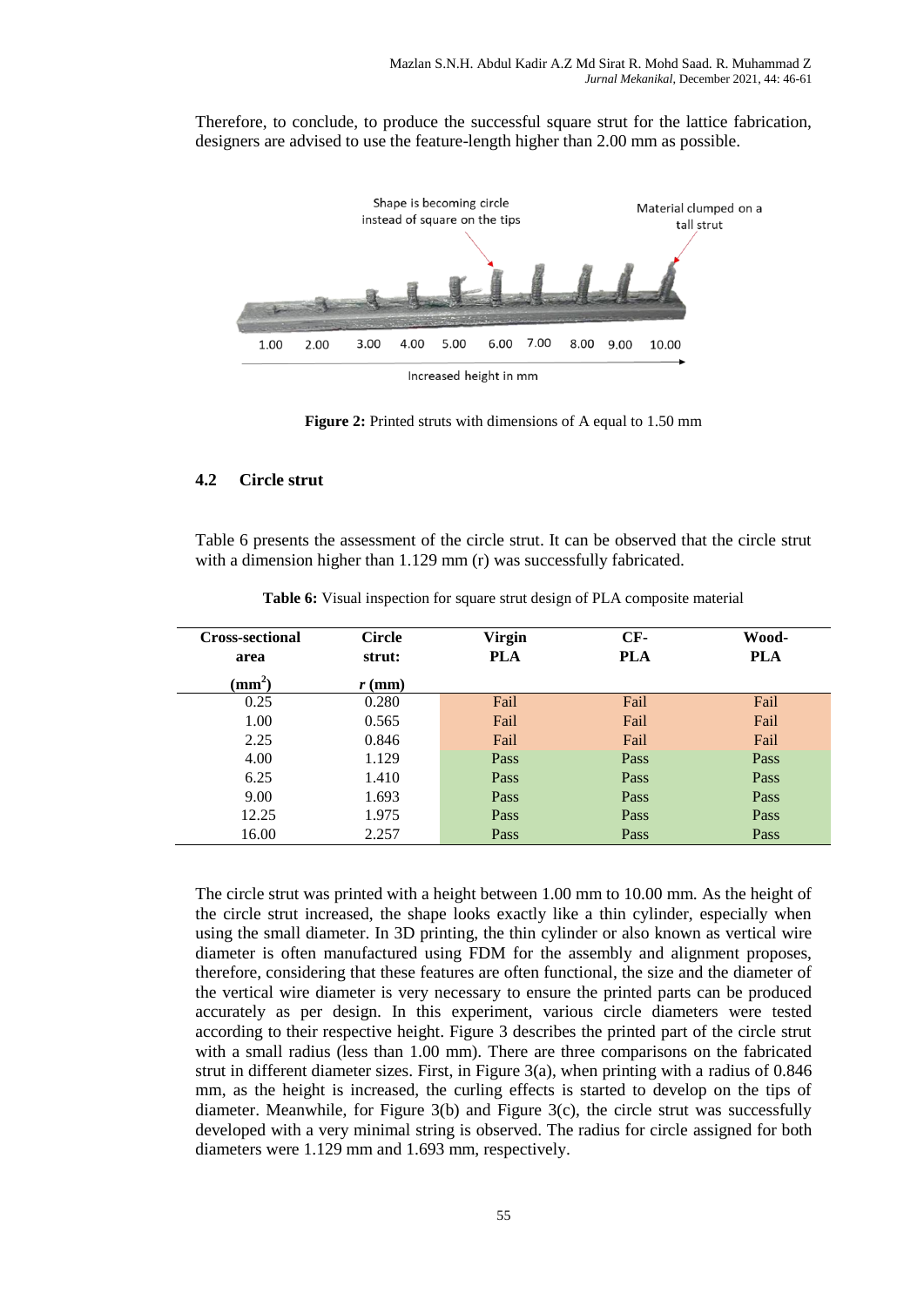Therefore, to conclude, to produce the successful square strut for the lattice fabrication, designers are advised to use the feature-length higher than 2.00 mm as possible.

**Figure 2:** Printed struts with dimensions of A equal to 1.50 mm

### 4.2 Circle strut

Table 6 presents the assessment of the circle strut. It can be observed that the circle strut with a dimension higher than 1.129 mm (r) was successfully fabricated.

**Table 6:** Visual inspection for square strut design of PLA composite material

| Cross-sectional area ($mm^2$) | Circle strut: $r$ (mm) | Virgin PLA | CF-PLA | Wood-PLA |
|---|---|---|---|---|
| 0.25 | 0.280 | Fail | Fail | Fail |
| 1.00 | 0.565 | Fail | Fail | Fail |
| 2.25 | 0.846 | Fail | Fail | Fail |
| 4.00 | 1.129 | Pass | Pass | Pass |
| 6.25 | 1.410 | Pass | Pass | Pass |
| 9.00 | 1.693 | Pass | Pass | Pass |
| 12.25 | 1.975 | Pass | Pass | Pass |
| 16.00 | 2.257 | Pass | Pass | Pass |

The circle strut was printed with a height between 1.00 mm to 10.00 mm. As the height of the circle strut increased, the shape looks exactly like a thin cylinder, especially when using the small diameter. In 3D printing, the thin cylinder or also known as vertical wire diameter is often manufactured using FDM for the assembly and alignment proposes, therefore, considering that these features are often functional, the size and the diameter of the vertical wire diameter is very necessary to ensure the printed parts can be produced accurately as per design. In this experiment, various circle diameters were tested according to their respective height. Figure 3 describes the printed part of the circle strut with a small radius (less than 1.00 mm). There are three comparisons on the fabricated strut in different diameter sizes. First, in Figure 3(a), when printing with a radius of 0.846 mm, as the height is increased, the curling effects is started to develop on the tips of diameter. Meanwhile, for Figure 3(b) and Figure 3(c), the circle strut was successfully developed with a very minimal string is observed. The radius for circle assigned for both diameters were 1.129 mm and 1.693 mm, respectively.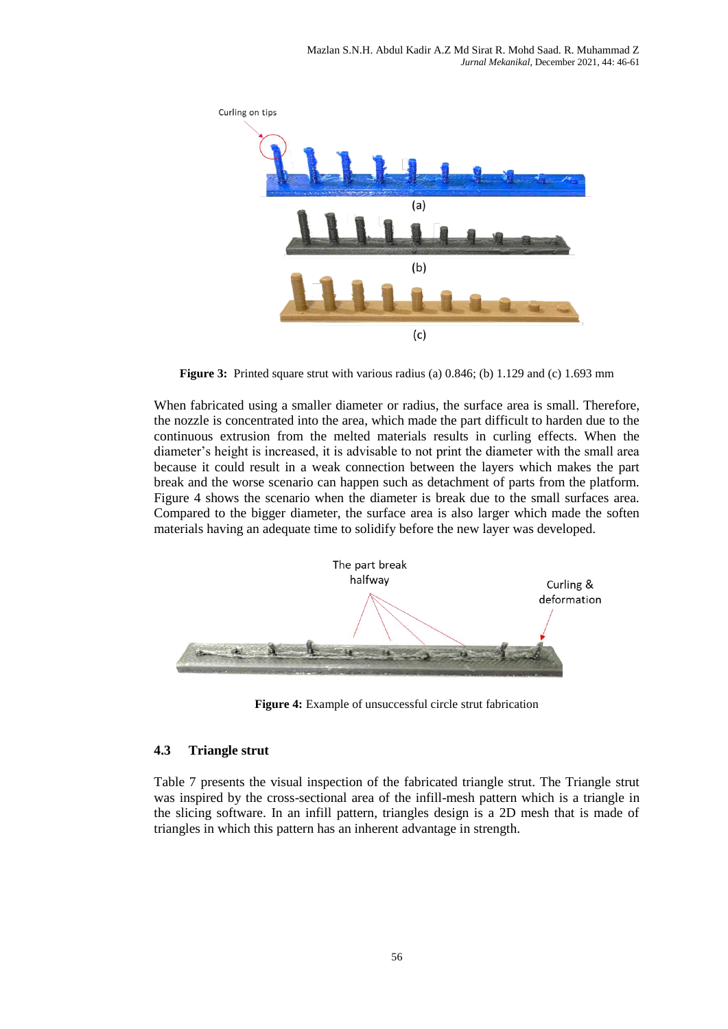Curling on tips

(a)

(b)

(c)

**Figure 3:** Printed square strut with various radius (a) 0.846; (b) 1.129 and (c) 1.693 mm

When fabricated using a smaller diameter or radius, the surface area is small. Therefore, the nozzle is concentrated into the area, which made the part difficult to harden due to the continuous extrusion from the melted materials results in curling effects. When the diameter's height is increased, it is advisable to not print the diameter with the small area because it could result in a weak connection between the layers which makes the part break and the worse scenario can happen such as detachment of parts from the platform. Figure 4 shows the scenario when the diameter is break due to the small surfaces area. Compared to the bigger diameter, the surface area is also larger which made the soften materials having an adequate time to solidify before the new layer was developed.

The part break halfway

Curling & deformation

**Figure 4:** Example of unsuccessful circle strut fabrication

### 4.3 Triangle strut

Table 7 presents the visual inspection of the fabricated triangle strut. The Triangle strut was inspired by the cross-sectional area of the infill-mesh pattern which is a triangle in the slicing software. In an infill pattern, triangles design is a 2D mesh that is made of triangles in which this pattern has an inherent advantage in strength.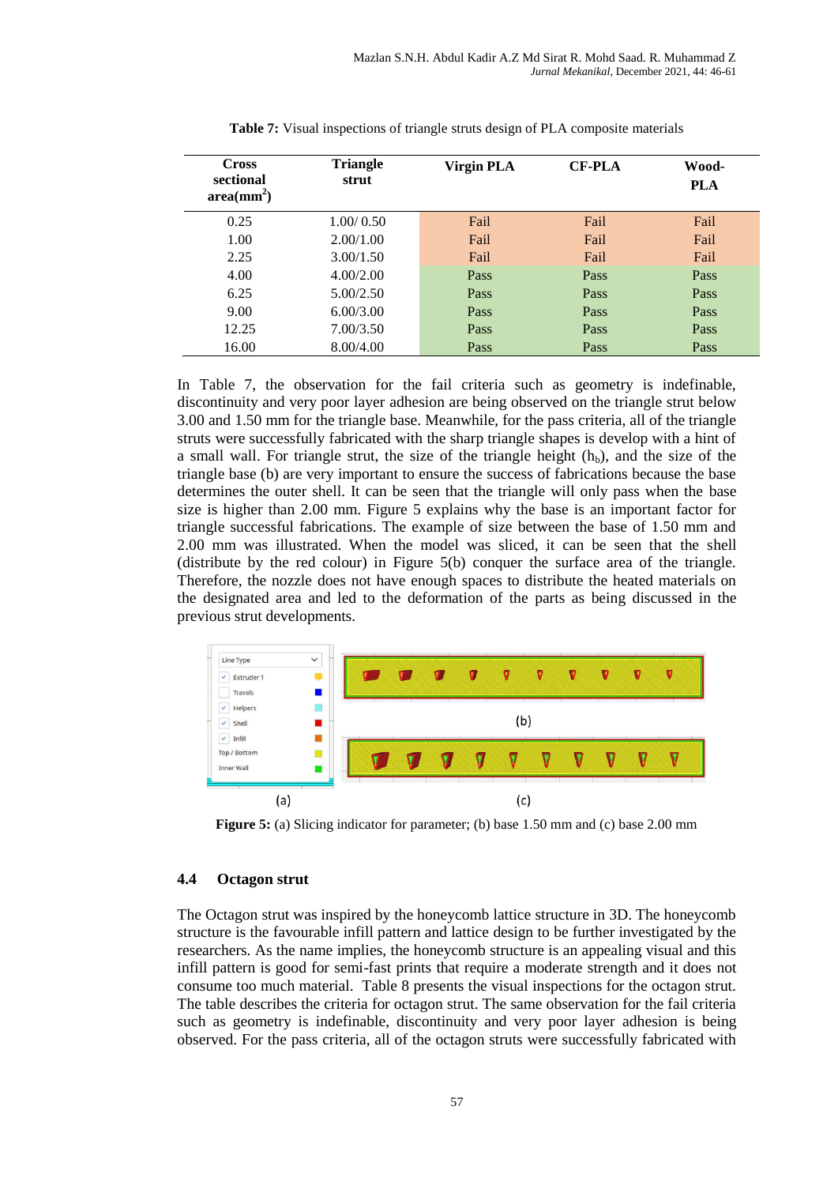**Table 7:** Visual inspections of triangle struts design of PLA composite materials

| Cross sectional area(mm$^2$) | Triangle strut | Virgin PLA | CF-PLA | Wood-PLA |
|---|---|---|---|---|
| 0.25 | 1.00/ 0.50 | Fail | Fail | Fail |
| 1.00 | 2.00/1.00 | Fail | Fail | Fail |
| 2.25 | 3.00/1.50 | Fail | Fail | Fail |
| 4.00 | 4.00/2.00 | Pass | Pass | Pass |
| 6.25 | 5.00/2.50 | Pass | Pass | Pass |
| 9.00 | 6.00/3.00 | Pass | Pass | Pass |
| 12.25 | 7.00/3.50 | Pass | Pass | Pass |
| 16.00 | 8.00/4.00 | Pass | Pass | Pass |

In Table 7, the observation for the fail criteria such as geometry is indefinable, discontinuity and very poor layer adhesion are being observed on the triangle strut below 3.00 and 1.50 mm for the triangle base. Meanwhile, for the pass criteria, all of the triangle struts were successfully fabricated with the sharp triangle shapes is develop with a hint of a small wall. For triangle strut, the size of the triangle height ($h_b$), and the size of the triangle base (b) are very important to ensure the success of fabrications because the base determines the outer shell. It can be seen that the triangle will only pass when the base size is higher than 2.00 mm. Figure 5 explains why the base is an important factor for triangle successful fabrications. The example of size between the base of 1.50 mm and 2.00 mm was illustrated. When the model was sliced, it can be seen that the shell (distribute by the red colour) in Figure 5(b) conquer the surface area of the triangle. Therefore, the nozzle does not have enough spaces to distribute the heated materials on the designated area and led to the deformation of the parts as being discussed in the previous strut developments.

**Figure 5:** (a) Slicing indicator for parameter; (b) base 1.50 mm and (c) base 2.00 mm

## 4.4 Octagon strut

The Octagon strut was inspired by the honeycomb lattice structure in 3D. The honeycomb structure is the favourable infill pattern and lattice design to be further investigated by the researchers. As the name implies, the honeycomb structure is an appealing visual and this infill pattern is good for semi-fast prints that require a moderate strength and it does not consume too much material. Table 8 presents the visual inspections for the octagon strut. The table describes the criteria for octagon strut. The same observation for the fail criteria such as geometry is indefinable, discontinuity and very poor layer adhesion is being observed. For the pass criteria, all of the octagon struts were successfully fabricated with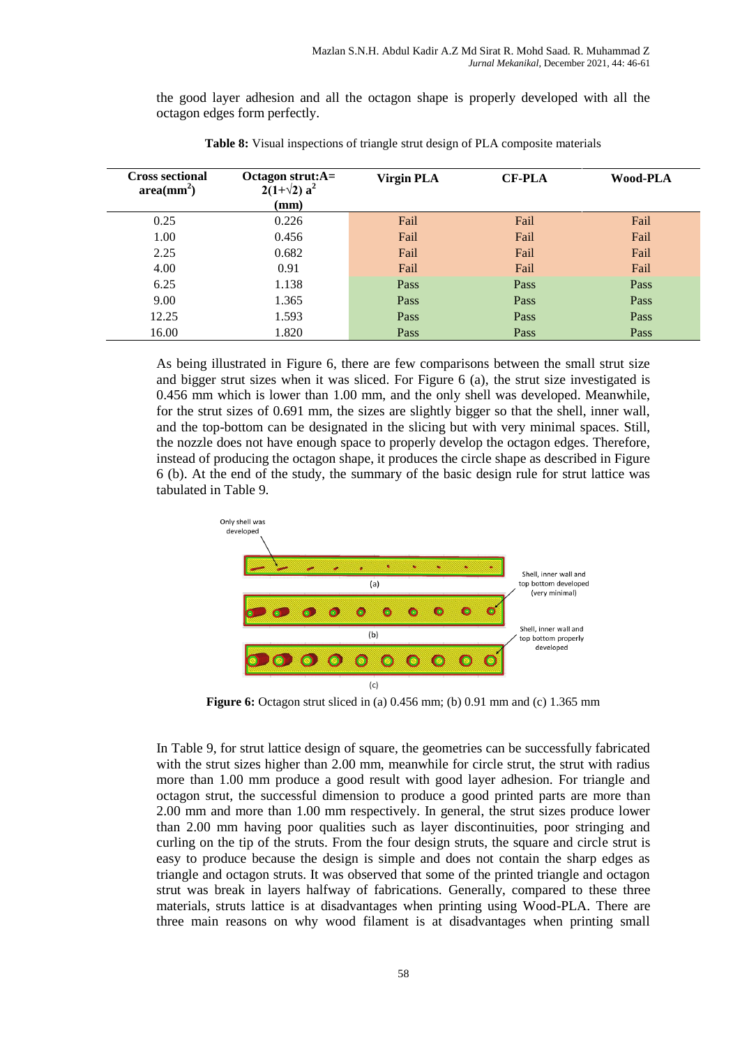the good layer adhesion and all the octagon shape is properly developed with all the octagon edges form perfectly.

**Table 8:** Visual inspections of triangle strut design of PLA composite materials

| Cross sectional area($mm^2$) | Octagon strut:A= $2(1+\sqrt{2})\ a^2$ (mm) | Virgin PLA | CF-PLA | Wood-PLA |
|---|---|---|---|---|
| 0.25 | 0.226 | Fail | Fail | Fail |
| 1.00 | 0.456 | Fail | Fail | Fail |
| 2.25 | 0.682 | Fail | Fail | Fail |
| 4.00 | 0.91 | Fail | Fail | Fail |
| 6.25 | 1.138 | Pass | Pass | Pass |
| 9.00 | 1.365 | Pass | Pass | Pass |
| 12.25 | 1.593 | Pass | Pass | Pass |
| 16.00 | 1.820 | Pass | Pass | Pass |

As being illustrated in Figure 6, there are few comparisons between the small strut size and bigger strut sizes when it was sliced. For Figure 6 (a), the strut size investigated is 0.456 mm which is lower than 1.00 mm, and the only shell was developed. Meanwhile, for the strut sizes of 0.691 mm, the sizes are slightly bigger so that the shell, inner wall, and the top-bottom can be designated in the slicing but with very minimal spaces. Still, the nozzle does not have enough space to properly develop the octagon edges. Therefore, instead of producing the octagon shape, it produces the circle shape as described in Figure 6 (b). At the end of the study, the summary of the basic design rule for strut lattice was tabulated in Table 9.

**Figure 6:** Octagon strut sliced in (a) 0.456 mm; (b) 0.91 mm and (c) 1.365 mm

In Table 9, for strut lattice design of square, the geometries can be successfully fabricated with the strut sizes higher than 2.00 mm, meanwhile for circle strut, the strut with radius more than 1.00 mm produce a good result with good layer adhesion. For triangle and octagon strut, the successful dimension to produce a good printed parts are more than 2.00 mm and more than 1.00 mm respectively. In general, the strut sizes produce lower than 2.00 mm having poor qualities such as layer discontinuities, poor stringing and curling on the tip of the struts. From the four design struts, the square and circle strut is easy to produce because the design is simple and does not contain the sharp edges as triangle and octagon struts. It was observed that some of the printed triangle and octagon strut was break in layers halfway of fabrications. Generally, compared to these three materials, struts lattice is at disadvantages when printing using Wood-PLA. There are three main reasons on why wood filament is at disadvantages when printing small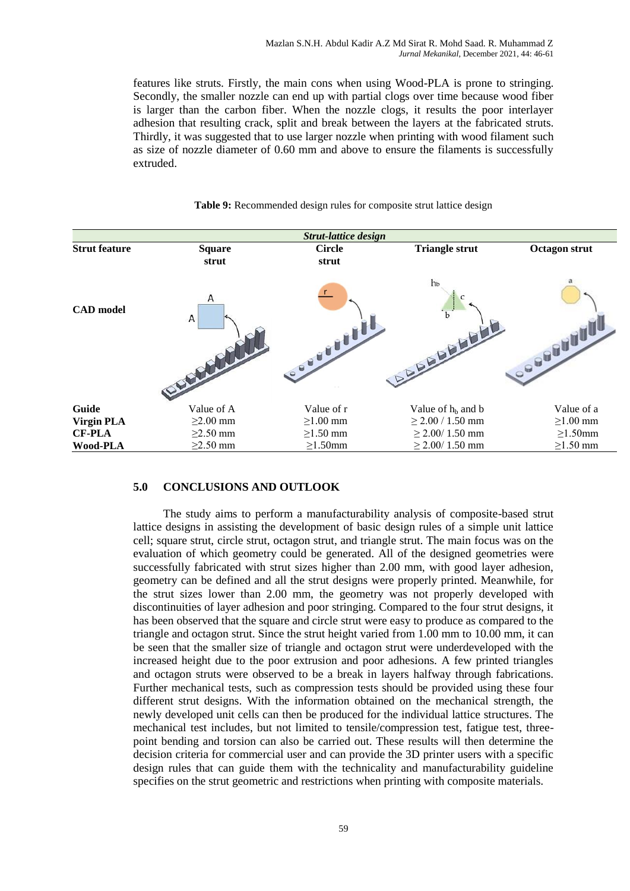features like struts. Firstly, the main cons when using Wood-PLA is prone to stringing. Secondly, the smaller nozzle can end up with partial clogs over time because wood fiber is larger than the carbon fiber. When the nozzle clogs, it results the poor interlayer adhesion that resulting crack, split and break between the layers at the fabricated struts. Thirdly, it was suggested that to use larger nozzle when printing with wood filament such as size of nozzle diameter of 0.60 mm and above to ensure the filaments is successfully extruded.

**Table 9:** Recommended design rules for composite strut lattice design

| | ***Strut-lattice design*** | | | |
|---|---|---|---|---|
| **Strut feature** | **Square strut** | **Circle strut** | **Triangle strut** | **Octagon strut** |
| **CAD model** | | | | |
| **Guide** | Value of A | Value of r | Value of $h_b$ and b | Value of a |
| **Virgin PLA** | ≥2.00 mm | ≥1.00 mm | ≥ 2.00 / 1.50 mm | ≥1.00 mm |
| **CF-PLA** | ≥2.50 mm | ≥1.50 mm | ≥ 2.00/ 1.50 mm | ≥1.50mm |
| **Wood-PLA** | ≥2.50 mm | ≥1.50mm | ≥ 2.00/ 1.50 mm | ≥1.50 mm |

## 5.0 CONCLUSIONS AND OUTLOOK

The study aims to perform a manufacturability analysis of composite-based strut lattice designs in assisting the development of basic design rules of a simple unit lattice cell; square strut, circle strut, octagon strut, and triangle strut. The main focus was on the evaluation of which geometry could be generated. All of the designed geometries were successfully fabricated with strut sizes higher than 2.00 mm, with good layer adhesion, geometry can be defined and all the strut designs were properly printed. Meanwhile, for the strut sizes lower than 2.00 mm, the geometry was not properly developed with discontinuities of layer adhesion and poor stringing. Compared to the four strut designs, it has been observed that the square and circle strut were easy to produce as compared to the triangle and octagon strut. Since the strut height varied from 1.00 mm to 10.00 mm, it can be seen that the smaller size of triangle and octagon strut were underdeveloped with the increased height due to the poor extrusion and poor adhesions. A few printed triangles and octagon struts were observed to be a break in layers halfway through fabrications. Further mechanical tests, such as compression tests should be provided using these four different strut designs. With the information obtained on the mechanical strength, the newly developed unit cells can then be produced for the individual lattice structures. The mechanical test includes, but not limited to tensile/compression test, fatigue test, three-point bending and torsion can also be carried out. These results will then determine the decision criteria for commercial user and can provide the 3D printer users with a specific design rules that can guide them with the technicality and manufacturability guideline specifies on the strut geometric and restrictions when printing with composite materials.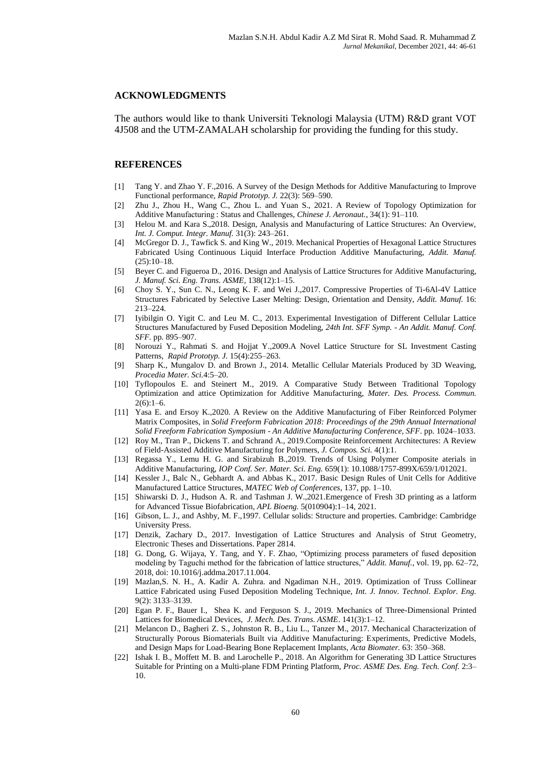## ACKNOWLEDGMENTS

The authors would like to thank Universiti Teknologi Malaysia (UTM) R&D grant VOT 4J508 and the UTM-ZAMALAH scholarship for providing the funding for this study.

## REFERENCES

[1] Tang Y. and Zhao Y. F.,2016. A Survey of the Design Methods for Additive Manufacturing to Improve Functional performance, *Rapid Prototyp. J.* 22(3): 569–590.

[2] Zhu J., Zhou H., Wang C., Zhou L. and Yuan S., 2021. A Review of Topology Optimization for Additive Manufacturing : Status and Challenges, *Chinese J. Aeronaut.*, 34(1): 91–110.

[3] Helou M. and Kara S.,2018. Design, Analysis and Manufacturing of Lattice Structures: An Overview, *Int. J. Comput. Integr. Manuf.* 31(3): 243–261.

[4] McGregor D. J., Tawfick S. and King W., 2019. Mechanical Properties of Hexagonal Lattice Structures Fabricated Using Continuous Liquid Interface Production Additive Manufacturing, *Addit. Manuf.* (25):10–18.

[5] Beyer C. and Figueroa D., 2016. Design and Analysis of Lattice Structures for Additive Manufacturing, *J. Manuf. Sci. Eng. Trans. ASME*, 138(12):1–15.

[6] Choy S. Y., Sun C. N., Leong K. F. and Wei J.,2017. Compressive Properties of Ti-6Al-4V Lattice Structures Fabricated by Selective Laser Melting: Design, Orientation and Density, *Addit. Manuf.* 16: 213–224.

[7] Iyibilgin O. Yigit C. and Leu M. C., 2013. Experimental Investigation of Different Cellular Lattice Structures Manufactured by Fused Deposition Modeling, *24th Int. SFF Symp. - An Addit. Manuf. Conf. SFF.* pp. 895–907.

[8] Norouzi Y., Rahmati S. and Hojjat Y.,2009.A Novel Lattice Structure for SL Investment Casting Patterns, *Rapid Prototyp. J.* 15(4):255–263.

[9] Sharp K., Mungalov D. and Brown J., 2014. Metallic Cellular Materials Produced by 3D Weaving, *Procedia Mater. Sci.*4:5–20.

[10] Tyflopoulos E. and Steinert M., 2019. A Comparative Study Between Traditional Topology Optimization and attice Optimization for Additive Manufacturing, *Mater. Des. Process. Commun.* 2(6):1–6.

[11] Yasa E. and Ersoy K.,2020. A Review on the Additive Manufacturing of Fiber Reinforced Polymer Matrix Composites, in *Solid Freeform Fabrication 2018: Proceedings of the 29th Annual International Solid Freeform Fabrication Symposium - An Additive Manufacturing Conference, SFF*. pp. 1024–1033.

[12] Roy M., Tran P., Dickens T. and Schrand A., 2019.Composite Reinforcement Architectures: A Review of Field-Assisted Additive Manufacturing for Polymers, *J. Compos. Sci.* 4(1):1.

[13] Regassa Y., Lemu H. G. and Sirabizuh B.,2019. Trends of Using Polymer Composite aterials in Additive Manufacturing, *IOP Conf. Ser. Mater. Sci. Eng.* 659(1): 10.1088/1757-899X/659/1/012021.

[14] Kessler J., Balc N., Gebhardt A. and Abbas K., 2017. Basic Design Rules of Unit Cells for Additive Manufactured Lattice Structures, *MATEC Web of Conferences*, 137, pp. 1–10.

[15] Shiwarski D. J., Hudson A. R. and Tashman J. W.,2021.Emergence of Fresh 3D printing as a latform for Advanced Tissue Biofabrication, *APL Bioeng.* 5(010904):1–14, 2021.

[16] Gibson, L. J., and Ashby, M. F.,1997. Cellular solids: Structure and properties. Cambridge: Cambridge University Press.

[17] Denzik, Zachary D., 2017. Investigation of Lattice Structures and Analysis of Strut Geometry, Electronic Theses and Dissertations. Paper 2814.

[18] G. Dong, G. Wijaya, Y. Tang, and Y. F. Zhao, "Optimizing process parameters of fused deposition modeling by Taguchi method for the fabrication of lattice structures," *Addit. Manuf.*, vol. 19, pp. 62–72, 2018, doi: 10.1016/j.addma.2017.11.004.

[19] Mazlan,S. N. H., A. Kadir A. Zuhra. and Ngadiman N.H., 2019. Optimization of Truss Collinear Lattice Fabricated using Fused Deposition Modeling Technique, *Int. J. Innov. Technol. Explor. Eng.* 9(2): 3133–3139.

[20] Egan P. F., Bauer I., Shea K. and Ferguson S. J., 2019. Mechanics of Three-Dimensional Printed Lattices for Biomedical Devices, *J. Mech. Des. Trans. ASME*. 141(3):1–12.

[21] Melancon D., Bagheri Z. S., Johnston R. B., Liu L., Tanzer M., 2017. Mechanical Characterization of Structurally Porous Biomaterials Built via Additive Manufacturing: Experiments, Predictive Models, and Design Maps for Load-Bearing Bone Replacement Implants, *Acta Biomater.* 63: 350–368.

[22] Ishak I. B., Moffett M. B. and Larochelle P., 2018. An Algorithm for Generating 3D Lattice Structures Suitable for Printing on a Multi-plane FDM Printing Platform, *Proc. ASME Des. Eng. Tech. Conf.* 2:3–10.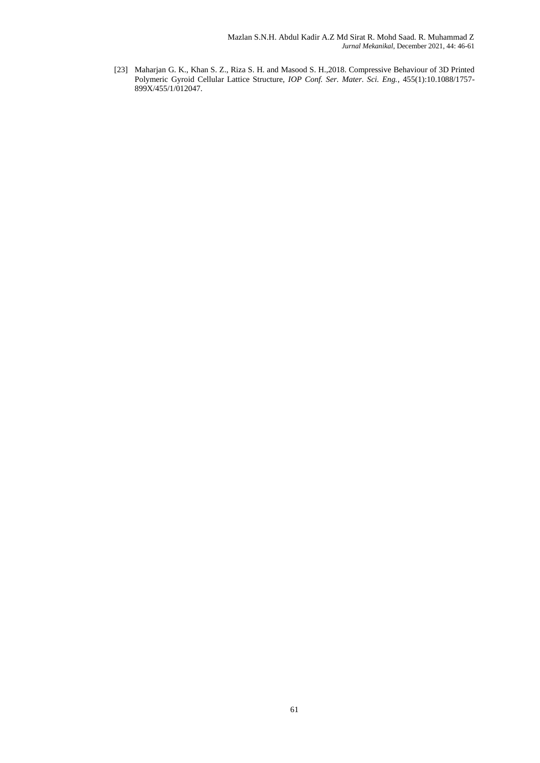[23] Maharjan G. K., Khan S. Z., Riza S. H. and Masood S. H.,2018. Compressive Behaviour of 3D Printed Polymeric Gyroid Cellular Lattice Structure, *IOP Conf. Ser. Mater. Sci. Eng.*, 455(1):10.1088/1757-899X/455/1/012047.